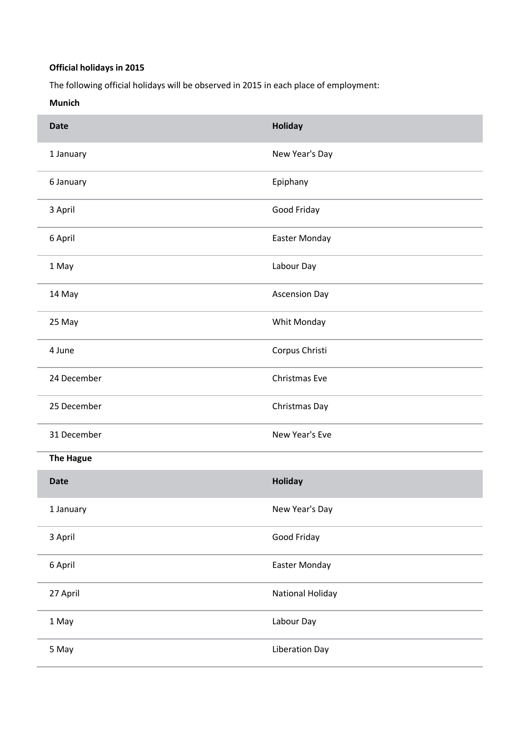**Official holidays in 2015**

The following official holidays will be observed in 2015 in each place of employment:

**Munich**

| Date | Holiday |
|---|---|
| 1 January | New Year's Day |
| 6 January | Epiphany |
| 3 April | Good Friday |
| 6 April | Easter Monday |
| 1 May | Labour Day |
| 14 May | Ascension Day |
| 25 May | Whit Monday |
| 4 June | Corpus Christi |
| 24 December | Christmas Eve |
| 25 December | Christmas Day |
| 31 December | New Year's Eve |

**The Hague**

| Date | Holiday |
|---|---|
| 1 January | New Year's Day |
| 3 April | Good Friday |
| 6 April | Easter Monday |
| 27 April | National Holiday |
| 1 May | Labour Day |
| 5 May | Liberation Day |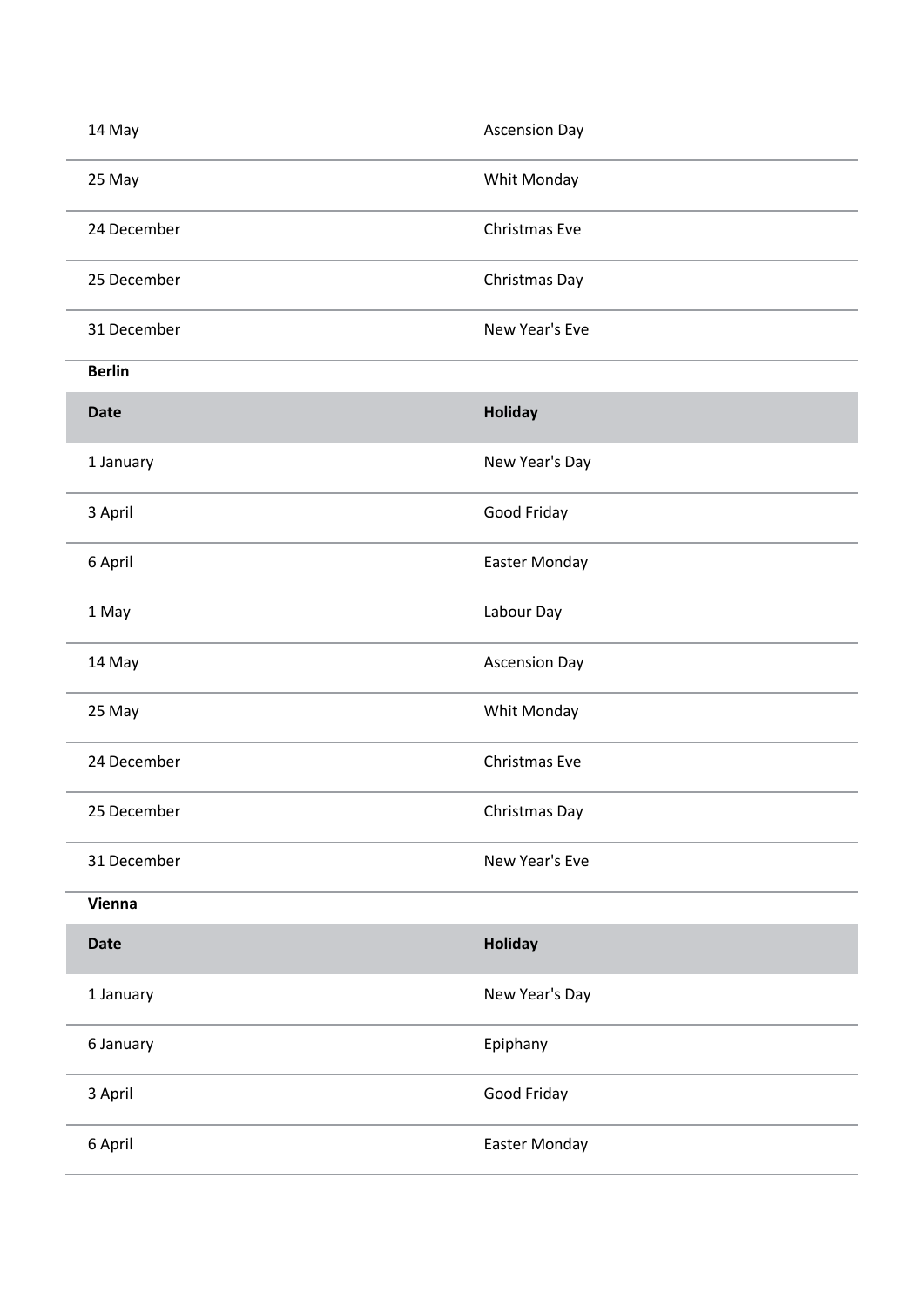| | |
|---|---|
| 14 May | Ascension Day |
| 25 May | Whit Monday |
| 24 December | Christmas Eve |
| 25 December | Christmas Day |
| 31 December | New Year's Eve |

**Berlin**

| Date | Holiday |
|---|---|
| 1 January | New Year's Day |
| 3 April | Good Friday |
| 6 April | Easter Monday |
| 1 May | Labour Day |
| 14 May | Ascension Day |
| 25 May | Whit Monday |
| 24 December | Christmas Eve |
| 25 December | Christmas Day |
| 31 December | New Year's Eve |

**Vienna**

| Date | Holiday |
|---|---|
| 1 January | New Year's Day |
| 6 January | Epiphany |
| 3 April | Good Friday |
| 6 April | Easter Monday |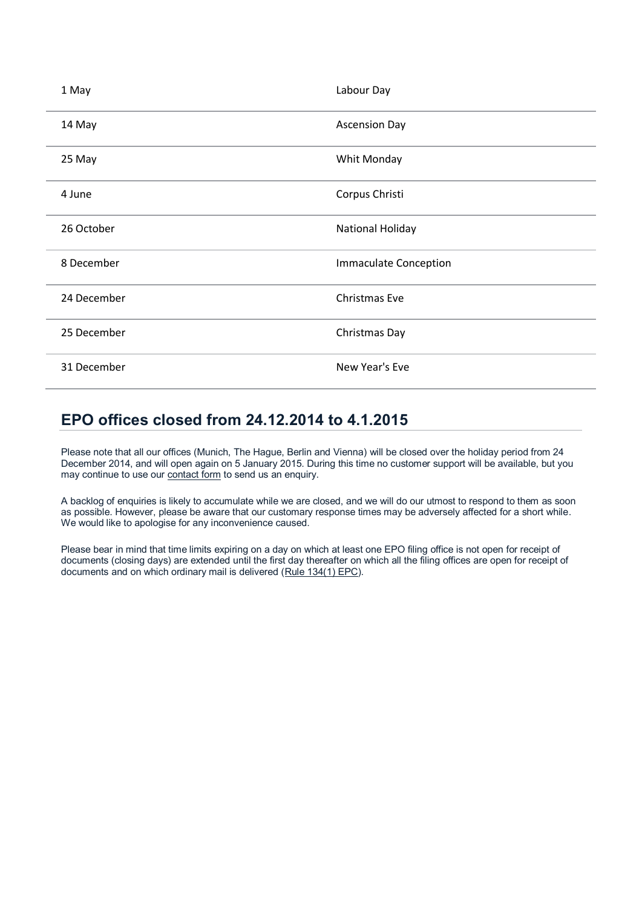| | |
|---|---|
| 1 May | Labour Day |
| 14 May | Ascension Day |
| 25 May | Whit Monday |
| 4 June | Corpus Christi |
| 26 October | National Holiday |
| 8 December | Immaculate Conception |
| 24 December | Christmas Eve |
| 25 December | Christmas Day |
| 31 December | New Year's Eve |

## EPO offices closed from 24.12.2014 to 4.1.2015

Please note that all our offices (Munich, The Hague, Berlin and Vienna) will be closed over the holiday period from 24 December 2014, and will open again on 5 January 2015. During this time no customer support will be available, but you may continue to use our contact form to send us an enquiry.

A backlog of enquiries is likely to accumulate while we are closed, and we will do our utmost to respond to them as soon as possible. However, please be aware that our customary response times may be adversely affected for a short while. We would like to apologise for any inconvenience caused.

Please bear in mind that time limits expiring on a day on which at least one EPO filing office is not open for receipt of documents (closing days) are extended until the first day thereafter on which all the filing offices are open for receipt of documents and on which ordinary mail is delivered (Rule 134(1) EPC).